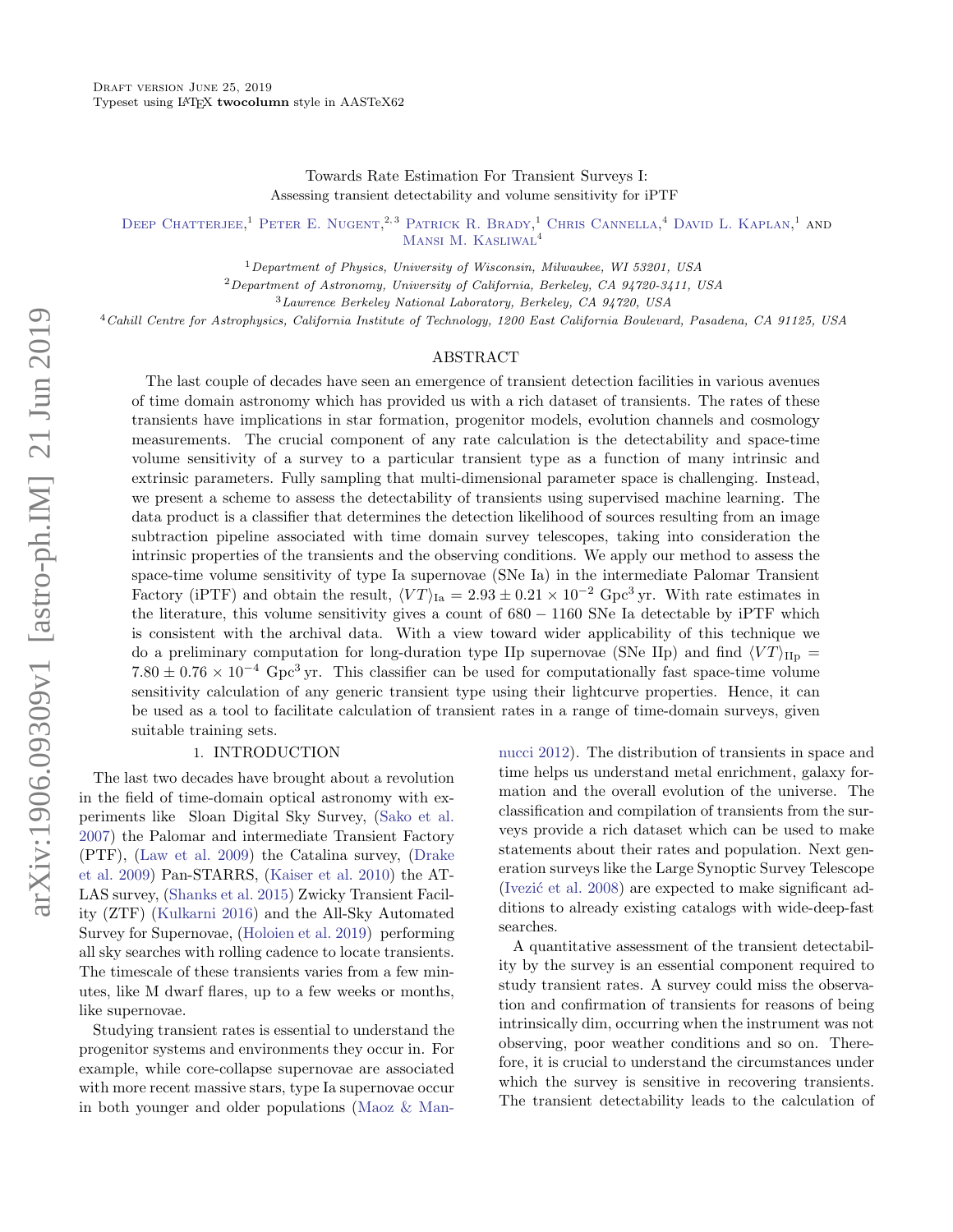Draft version June 25, 2019
Typeset using LaTeX **twocolumn** style in AASTeX62

# Towards Rate Estimation For Transient Surveys I: Assessing transient detectability and volume sensitivity for iPTF

Deep Chatterjee,[1] Peter E. Nugent,[2,3] Patrick R. Brady,[1] Chris Cannella,[4] David L. Kaplan,[1] and Mansi M. Kasliwal[4]

[1]Department of Physics, University of Wisconsin, Milwaukee, WI 53201, USA

[2]Department of Astronomy, University of California, Berkeley, CA 94720-3411, USA

[3]Lawrence Berkeley National Laboratory, Berkeley, CA 94720, USA

[4]Cahill Centre for Astrophysics, California Institute of Technology, 1200 East California Boulevard, Pasadena, CA 91125, USA

## ABSTRACT

The last couple of decades have seen an emergence of transient detection facilities in various avenues of time domain astronomy which has provided us with a rich dataset of transients. The rates of these transients have implications in star formation, progenitor models, evolution channels and cosmology measurements. The crucial component of any rate calculation is the detectability and space-time volume sensitivity of a survey to a particular transient type as a function of many intrinsic and extrinsic parameters. Fully sampling that multi-dimensional parameter space is challenging. Instead, we present a scheme to assess the detectability of transients using supervised machine learning. The data product is a classifier that determines the detection likelihood of sources resulting from an image subtraction pipeline associated with time domain survey telescopes, taking into consideration the intrinsic properties of the transients and the observing conditions. We apply our method to assess the space-time volume sensitivity of type Ia supernovae (SNe Ia) in the intermediate Palomar Transient Factory (iPTF) and obtain the result, $\langle VT \rangle_{\mathrm{Ia}} = 2.93 \pm 0.21 \times 10^{-2}$ Gpc$^3$ yr. With rate estimates in the literature, this volume sensitivity gives a count of $680 - 1160$ SNe Ia detectable by iPTF which is consistent with the archival data. With a view toward wider applicability of this technique we do a preliminary computation for long-duration type IIp supernovae (SNe IIp) and find $\langle VT \rangle_{\mathrm{IIp}} = 7.80 \pm 0.76 \times 10^{-4}$ Gpc$^3$ yr. This classifier can be used for computationally fast space-time volume sensitivity calculation of any generic transient type using their lightcurve properties. Hence, it can be used as a tool to facilitate calculation of transient rates in a range of time-domain surveys, given suitable training sets.

## 1. INTRODUCTION

The last two decades have brought about a revolution in the field of time-domain optical astronomy with experiments like Sloan Digital Sky Survey, (Sako et al. 2007) the Palomar and intermediate Transient Factory (PTF), (Law et al. 2009) the Catalina survey, (Drake et al. 2009) Pan-STARRS, (Kaiser et al. 2010) the ATLAS survey, (Shanks et al. 2015) Zwicky Transient Facility (ZTF) (Kulkarni 2016) and the All-Sky Automated Survey for Supernovae, (Holoien et al. 2019) performing all sky searches with rolling cadence to locate transients. The timescale of these transients varies from a few minutes, like M dwarf flares, up to a few weeks or months, like supernovae.

Studying transient rates is essential to understand the progenitor systems and environments they occur in. For example, while core-collapse supernovae are associated with more recent massive stars, type Ia supernovae occur in both younger and older populations (Maoz & Mannucci 2012). The distribution of transients in space and time helps us understand metal enrichment, galaxy formation and the overall evolution of the universe. The classification and compilation of transients from the surveys provide a rich dataset which can be used to make statements about their rates and population. Next generation surveys like the Large Synoptic Survey Telescope (Ivezić et al. 2008) are expected to make significant additions to already existing catalogs with wide-deep-fast searches.

A quantitative assessment of the transient detectability by the survey is an essential component required to study transient rates. A survey could miss the observation and confirmation of transients for reasons of being intrinsically dim, occurring when the instrument was not observing, poor weather conditions and so on. Therefore, it is crucial to understand the circumstances under which the survey is sensitive in recovering transients. The transient detectability leads to the calculation of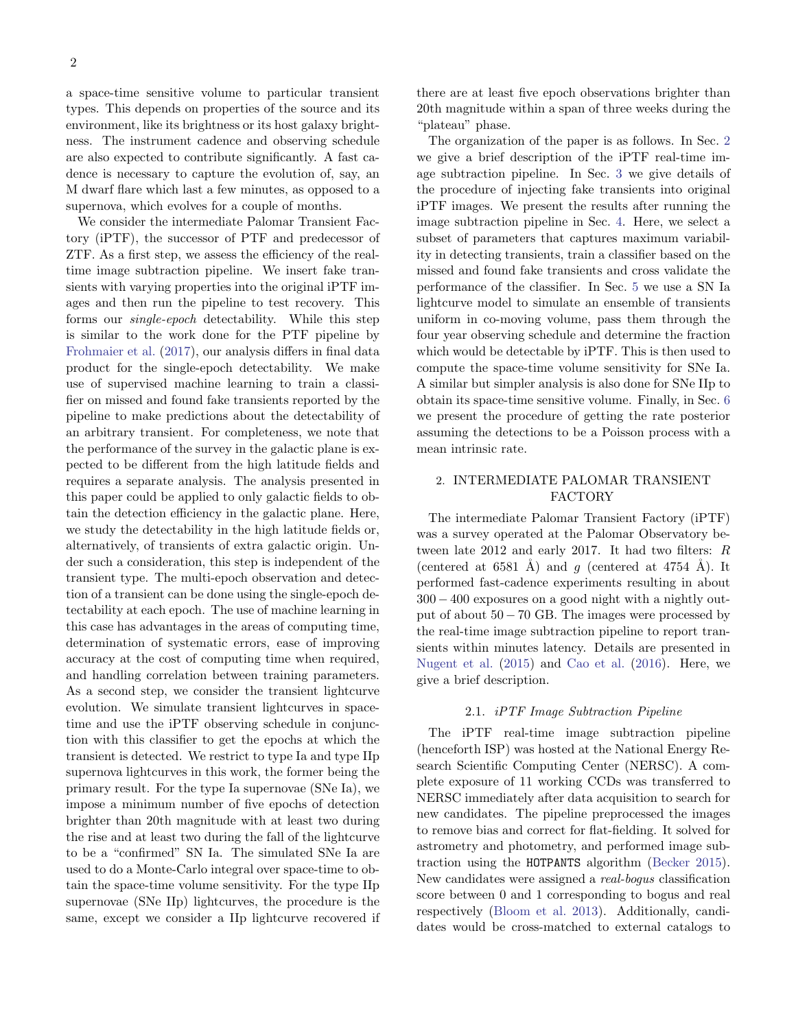a space-time sensitive volume to particular transient types. This depends on properties of the source and its environment, like its brightness or its host galaxy brightness. The instrument cadence and observing schedule are also expected to contribute significantly. A fast cadence is necessary to capture the evolution of, say, an M dwarf flare which last a few minutes, as opposed to a supernova, which evolves for a couple of months.

We consider the intermediate Palomar Transient Factory (iPTF), the successor of PTF and predecessor of ZTF. As a first step, we assess the efficiency of the real-time image subtraction pipeline. We insert fake transients with varying properties into the original iPTF images and then run the pipeline to test recovery. This forms our *single-epoch* detectability. While this step is similar to the work done for the PTF pipeline by Frohmaier et al. (2017), our analysis differs in final data product for the single-epoch detectability. We make use of supervised machine learning to train a classifier on missed and found fake transients reported by the pipeline to make predictions about the detectability of an arbitrary transient. For completeness, we note that the performance of the survey in the galactic plane is expected to be different from the high latitude fields and requires a separate analysis. The analysis presented in this paper could be applied to only galactic fields to obtain the detection efficiency in the galactic plane. Here, we study the detectability in the high latitude fields or, alternatively, of transients of extra galactic origin. Under such a consideration, this step is independent of the transient type. The multi-epoch observation and detection of a transient can be done using the single-epoch detectability at each epoch. The use of machine learning in this case has advantages in the areas of computing time, determination of systematic errors, ease of improving accuracy at the cost of computing time when required, and handling correlation between training parameters. As a second step, we consider the transient lightcurve evolution. We simulate transient lightcurves in space-time and use the iPTF observing schedule in conjunction with this classifier to get the epochs at which the transient is detected. We restrict to type Ia and type IIp supernova lightcurves in this work, the former being the primary result. For the type Ia supernovae (SNe Ia), we impose a minimum number of five epochs of detection brighter than 20th magnitude with at least two during the rise and at least two during the fall of the lightcurve to be a "confirmed" SN Ia. The simulated SNe Ia are used to do a Monte-Carlo integral over space-time to obtain the space-time volume sensitivity. For the type IIp supernovae (SNe IIp) lightcurves, the procedure is the same, except we consider a IIp lightcurve recovered if there are at least five epoch observations brighter than 20th magnitude within a span of three weeks during the "plateau" phase.

The organization of the paper is as follows. In Sec. 2 we give a brief description of the iPTF real-time image subtraction pipeline. In Sec. 3 we give details of the procedure of injecting fake transients into original iPTF images. We present the results after running the image subtraction pipeline in Sec. 4. Here, we select a subset of parameters that captures maximum variability in detecting transients, train a classifier based on the missed and found fake transients and cross validate the performance of the classifier. In Sec. 5 we use a SN Ia lightcurve model to simulate an ensemble of transients uniform in co-moving volume, pass them through the four year observing schedule and determine the fraction which would be detectable by iPTF. This is then used to compute the space-time volume sensitivity for SNe Ia. A similar but simpler analysis is also done for SNe IIp to obtain its space-time sensitive volume. Finally, in Sec. 6 we present the procedure of getting the rate posterior assuming the detections to be a Poisson process with a mean intrinsic rate.

## 2. INTERMEDIATE PALOMAR TRANSIENT FACTORY

The intermediate Palomar Transient Factory (iPTF) was a survey operated at the Palomar Observatory between late 2012 and early 2017. It had two filters: $R$ (centered at 6581 Å) and $g$ (centered at 4754 Å). It performed fast-cadence experiments resulting in about $300 - 400$ exposures on a good night with a nightly output of about $50 - 70$ GB. The images were processed by the real-time image subtraction pipeline to report transients within minutes latency. Details are presented in Nugent et al. (2015) and Cao et al. (2016). Here, we give a brief description.

### 2.1. *iPTF Image Subtraction Pipeline*

The iPTF real-time image subtraction pipeline (henceforth ISP) was hosted at the National Energy Research Scientific Computing Center (NERSC). A complete exposure of 11 working CCDs was transferred to NERSC immediately after data acquisition to search for new candidates. The pipeline preprocessed the images to remove bias and correct for flat-fielding. It solved for astrometry and photometry, and performed image subtraction using the HOTPANTS algorithm (Becker 2015). New candidates were assigned a *real-bogus* classification score between 0 and 1 corresponding to bogus and real respectively (Bloom et al. 2013). Additionally, candidates would be cross-matched to external catalogs to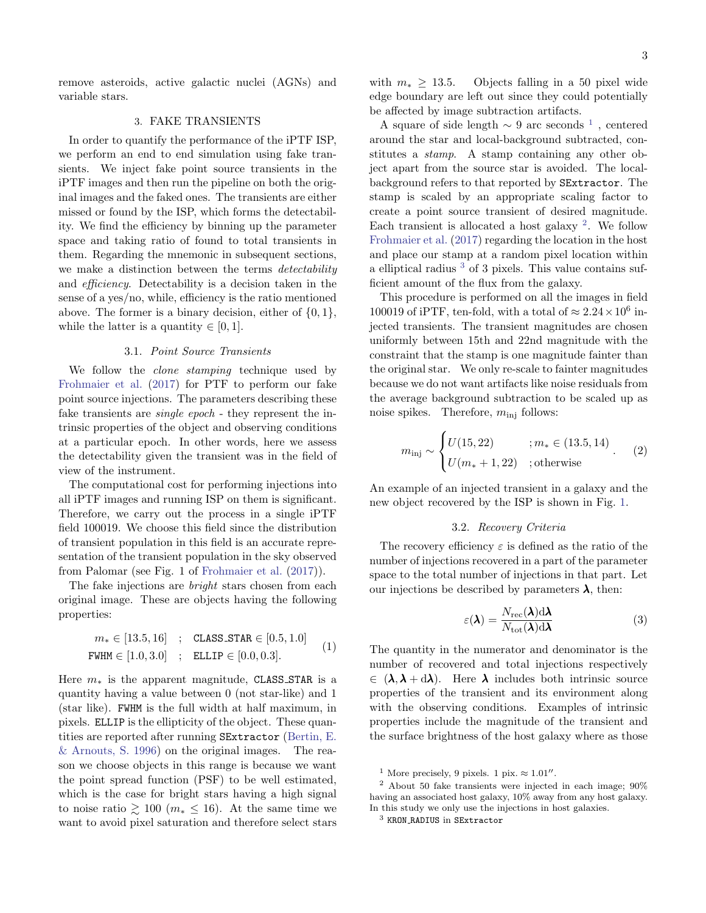remove asteroids, active galactic nuclei (AGNs) and variable stars.

## 3. FAKE TRANSIENTS

In order to quantify the performance of the iPTF ISP, we perform an end to end simulation using fake transients. We inject fake point source transients in the iPTF images and then run the pipeline on both the original images and the faked ones. The transients are either missed or found by the ISP, which forms the detectability. We find the efficiency by binning up the parameter space and taking ratio of found to total transients in them. Regarding the mnemonic in subsequent sections, we make a distinction between the terms *detectability* and *efficiency*. Detectability is a decision taken in the sense of a yes/no, while, efficiency is the ratio mentioned above. The former is a binary decision, either of $\{0, 1\}$, while the latter is a quantity $\in [0, 1]$.

### 3.1. *Point Source Transients*

We follow the *clone stamping* technique used by Frohmaier et al. (2017) for PTF to perform our fake point source injections. The parameters describing these fake transients are *single epoch* - they represent the intrinsic properties of the object and observing conditions at a particular epoch. In other words, here we assess the detectability given the transient was in the field of view of the instrument.

The computational cost for performing injections into all iPTF images and running ISP on them is significant. Therefore, we carry out the process in a single iPTF field 100019. We choose this field since the distribution of transient population in this field is an accurate representation of the transient population in the sky observed from Palomar (see Fig. 1 of Frohmaier et al. (2017)).

The fake injections are *bright* stars chosen from each original image. These are objects having the following properties:

$$
\begin{aligned}
m_* \in [13.5, 16] \quad &; \quad \texttt{CLASS\_STAR} \in [0.5, 1.0] \\
\texttt{FWHM} \in [1.0, 3.0] \quad &; \quad \texttt{ELLIP} \in [0.0, 0.3].
\end{aligned}
\tag{1}
$$

Here $m_*$ is the apparent magnitude, CLASS_STAR is a quantity having a value between 0 (not star-like) and 1 (star like). FWHM is the full width at half maximum, in pixels. ELLIP is the ellipticity of the object. These quantities are reported after running SExtractor (Bertin, E. & Arnouts, S. 1996) on the original images. The reason we choose objects in this range is because we want the point spread function (PSF) to be well estimated, which is the case for bright stars having a high signal to noise ratio $\gtrsim 100$ ($m_* \leq 16$). At the same time we want to avoid pixel saturation and therefore select stars with $m_* \geq 13.5$. Objects falling in a 50 pixel wide edge boundary are left out since they could potentially be affected by image subtraction artifacts.

A square of side length $\sim 9$ arc seconds [1] , centered around the star and local-background subtracted, constitutes a *stamp*. A stamp containing any other object apart from the source star is avoided. The local-background refers to that reported by SExtractor. The stamp is scaled by an appropriate scaling factor to create a point source transient of desired magnitude. Each transient is allocated a host galaxy [2]. We follow Frohmaier et al. (2017) regarding the location in the host and place our stamp at a random pixel location within a elliptical radius [3] of 3 pixels. This value contains sufficient amount of the flux from the galaxy.

This procedure is performed on all the images in field 100019 of iPTF, ten-fold, with a total of $\approx 2.24 \times 10^6$ injected transients. The transient magnitudes are chosen uniformly between 15th and 22nd magnitude with the constraint that the stamp is one magnitude fainter than the original star. We only re-scale to fainter magnitudes because we do not want artifacts like noise residuals from the average background subtraction to be scaled up as noise spikes. Therefore, $m_{\rm inj}$ follows:

$$
m_{\rm inj} \sim \begin{cases} U(15, 22) & ; m_* \in (13.5, 14) \\ U(m_* + 1, 22) & ; \text{otherwise} \end{cases}. \tag{2}
$$

An example of an injected transient in a galaxy and the new object recovered by the ISP is shown in Fig. 1.

### 3.2. *Recovery Criteria*

The recovery efficiency $\varepsilon$ is defined as the ratio of the number of injections recovered in a part of the parameter space to the total number of injections in that part. Let our injections be described by parameters $\boldsymbol{\lambda}$, then:

$$
\varepsilon(\boldsymbol{\lambda}) = \frac{N_{\rm rec}(\boldsymbol{\lambda}){\rm d}\boldsymbol{\lambda}}{N_{\rm tot}(\boldsymbol{\lambda}){\rm d}\boldsymbol{\lambda}} \tag{3}
$$

The quantity in the numerator and denominator is the number of recovered and total injections respectively $\in (\boldsymbol{\lambda}, \boldsymbol{\lambda} + {\rm d}\boldsymbol{\lambda})$. Here $\boldsymbol{\lambda}$ includes both intrinsic source properties of the transient and its environment along with the observing conditions. Examples of intrinsic properties include the magnitude of the transient and the surface brightness of the host galaxy where as those

[1] More precisely, 9 pixels. 1 pix. $\approx 1.01''$.

[2] About 50 fake transients were injected in each image; 90% having an associated host galaxy, 10% away from any host galaxy. In this study we only use the injections in host galaxies.

[3] KRON_RADIUS in SExtractor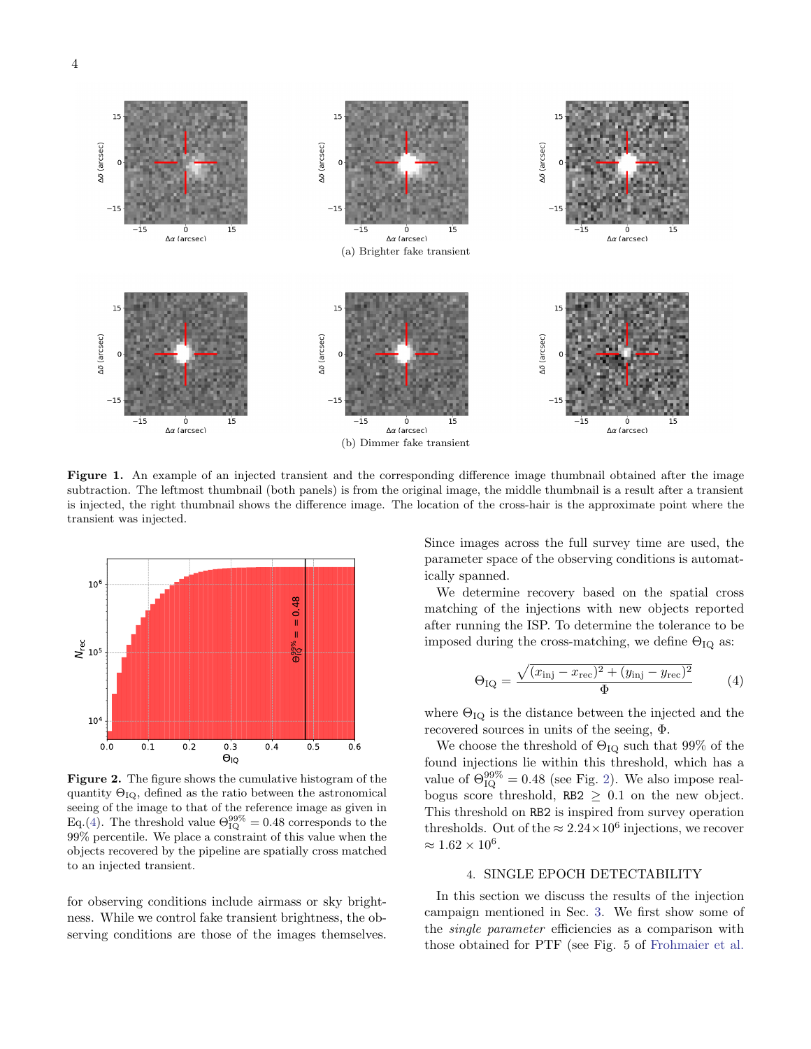(a) Brighter fake transient

(b) Dimmer fake transient

**Figure 1.** An example of an injected transient and the corresponding difference image thumbnail obtained after the image subtraction. The leftmost thumbnail (both panels) is from the original image, the middle thumbnail is a result after a transient is injected, the right thumbnail shows the difference image. The location of the cross-hair is the approximate point where the transient was injected.

**Figure 2.** The figure shows the cumulative histogram of the quantity $\Theta_{\rm IQ}$, defined as the ratio between the astronomical seeing of the image to that of the reference image as given in Eq.(4). The threshold value $\Theta_{\rm IQ}^{99\%} = 0.48$ corresponds to the 99% percentile. We place a constraint of this value when the objects recovered by the pipeline are spatially cross matched to an injected transient.

for observing conditions include airmass or sky brightness. While we control fake transient brightness, the observing conditions are those of the images themselves. Since images across the full survey time are used, the parameter space of the observing conditions is automatically spanned.

We determine recovery based on the spatial cross matching of the injections with new objects reported after running the ISP. To determine the tolerance to be imposed during the cross-matching, we define $\Theta_{\rm IQ}$ as:

$$\Theta_{\rm IQ} = \frac{\sqrt{(x_{\rm inj} - x_{\rm rec})^2 + (y_{\rm inj} - y_{\rm rec})^2}}{\Phi} \tag{4}$$

where $\Theta_{\rm IQ}$ is the distance between the injected and the recovered sources in units of the seeing, $\Phi$.

We choose the threshold of $\Theta_{\rm IQ}$ such that 99% of the found injections lie within this threshold, which has a value of $\Theta_{\rm IQ}^{99\%} = 0.48$ (see Fig. 2). We also impose real-bogus score threshold, `RB2` $\geq 0.1$ on the new object. This threshold on `RB2` is inspired from survey operation thresholds. Out of the $\approx 2.24 \times 10^6$ injections, we recover $\approx 1.62 \times 10^6$.

## 4. SINGLE EPOCH DETECTABILITY

In this section we discuss the results of the injection campaign mentioned in Sec. 3. We first show some of the *single parameter* efficiencies as a comparison with those obtained for PTF (see Fig. 5 of Frohmaier et al.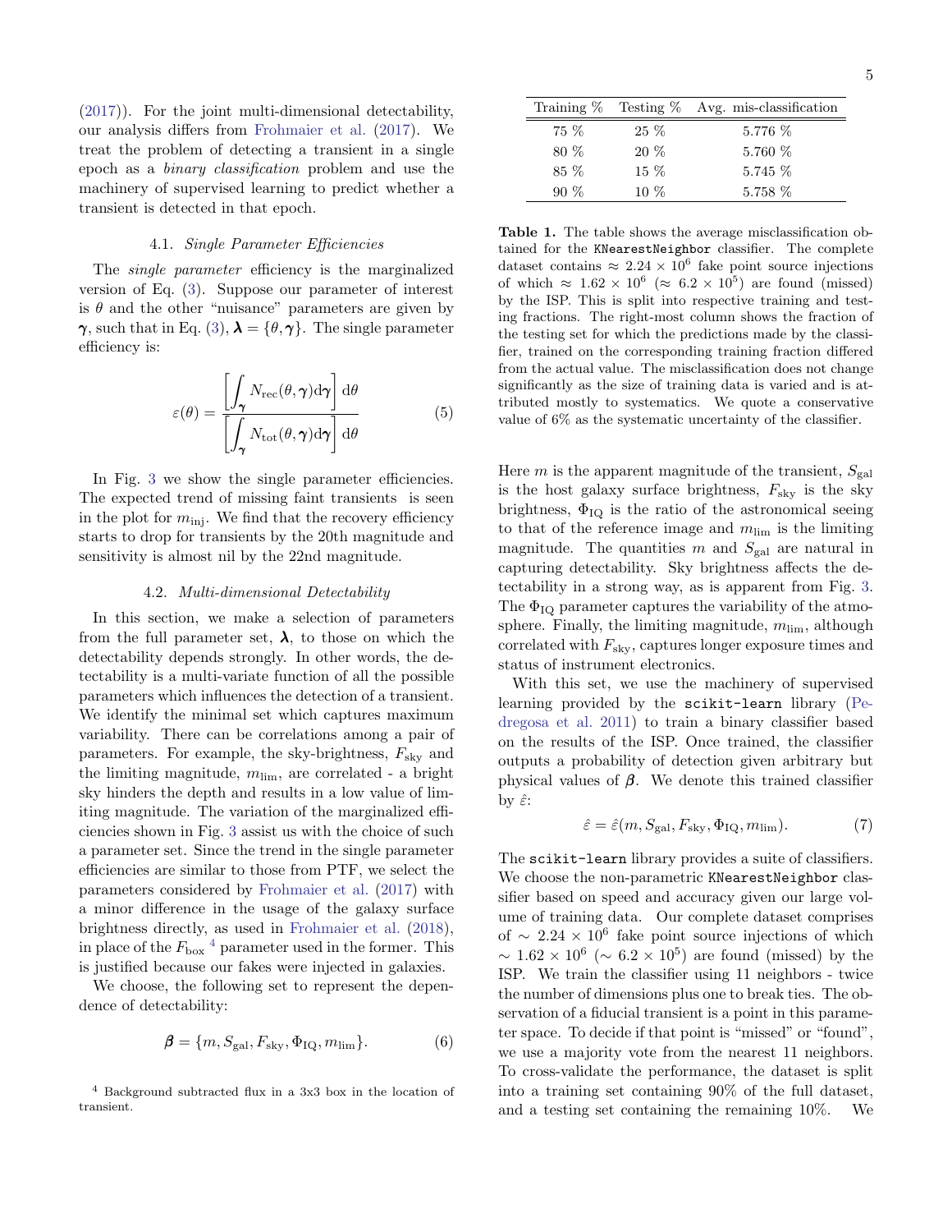(2017)). For the joint multi-dimensional detectability, our analysis differs from Frohmaier et al. (2017). We treat the problem of detecting a transient in a single epoch as a *binary classification* problem and use the machinery of supervised learning to predict whether a transient is detected in that epoch.

### 4.1. *Single Parameter Efficiencies*

The *single parameter* efficiency is the marginalized version of Eq. (3). Suppose our parameter of interest is $\theta$ and the other "nuisance" parameters are given by $\boldsymbol{\gamma}$, such that in Eq. (3), $\boldsymbol{\lambda} = \{\theta, \boldsymbol{\gamma}\}$. The single parameter efficiency is:

$$\varepsilon(\theta) = \frac{\left[\int_{\boldsymbol{\gamma}} N_{\rm rec}(\theta, \boldsymbol{\gamma}) \mathrm{d}\boldsymbol{\gamma}\right] \mathrm{d}\theta}{\left[\int_{\boldsymbol{\gamma}} N_{\rm tot}(\theta, \boldsymbol{\gamma}) \mathrm{d}\boldsymbol{\gamma}\right] \mathrm{d}\theta} \tag{5}$$

In Fig. 3 we show the single parameter efficiencies. The expected trend of missing faint transients is seen in the plot for $m_{\rm inj}$. We find that the recovery efficiency starts to drop for transients by the 20th magnitude and sensitivity is almost nil by the 22nd magnitude.

### 4.2. *Multi-dimensional Detectability*

In this section, we make a selection of parameters from the full parameter set, $\boldsymbol{\lambda}$, to those on which the detectability depends strongly. In other words, the detectability is a multi-variate function of all the possible parameters which influences the detection of a transient. We identify the minimal set which captures maximum variability. There can be correlations among a pair of parameters. For example, the sky-brightness, $F_{\rm sky}$ and the limiting magnitude, $m_{\rm lim}$, are correlated - a bright sky hinders the depth and results in a low value of limiting magnitude. The variation of the marginalized efficiencies shown in Fig. 3 assist us with the choice of such a parameter set. Since the trend in the single parameter efficiencies are similar to those from PTF, we select the parameters considered by Frohmaier et al. (2017) with a minor difference in the usage of the galaxy surface brightness directly, as used in Frohmaier et al. (2018), in place of the $F_{\rm box}$ [4] parameter used in the former. This is justified because our fakes were injected in galaxies.

We choose, the following set to represent the dependence of detectability:

$$\boldsymbol{\beta} = \{m, S_{\rm gal}, F_{\rm sky}, \Phi_{\rm IQ}, m_{\rm lim}\}. \tag{6}$$

[4] Background subtracted flux in a 3x3 box in the location of transient.

| Training % | Testing % | Avg. mis-classification |
|---|---|---|
| 75 % | 25 % | 5.776 % |
| 80 % | 20 % | 5.760 % |
| 85 % | 15 % | 5.745 % |
| 90 % | 10 % | 5.758 % |

**Table 1.** The table shows the average misclassification obtained for the `KNearestNeighbor` classifier. The complete dataset contains $\approx 2.24 \times 10^6$ fake point source injections of which $\approx 1.62 \times 10^6$ ($\approx 6.2 \times 10^5$) are found (missed) by the ISP. This is split into respective training and testing fractions. The right-most column shows the fraction of the testing set for which the predictions made by the classifier, trained on the corresponding training fraction differed from the actual value. The misclassification does not change significantly as the size of training data is varied and is attributed mostly to systematics. We quote a conservative value of 6% as the systematic uncertainty of the classifier.

Here $m$ is the apparent magnitude of the transient, $S_{\rm gal}$ is the host galaxy surface brightness, $F_{\rm sky}$ is the sky brightness, $\Phi_{\rm IQ}$ is the ratio of the astronomical seeing to that of the reference image and $m_{\rm lim}$ is the limiting magnitude. The quantities $m$ and $S_{\rm gal}$ are natural in capturing detectability. Sky brightness affects the detectability in a strong way, as is apparent from Fig. 3. The $\Phi_{\rm IQ}$ parameter captures the variability of the atmosphere. Finally, the limiting magnitude, $m_{\rm lim}$, although correlated with $F_{\rm sky}$, captures longer exposure times and status of instrument electronics.

With this set, we use the machinery of supervised learning provided by the `scikit-learn` library (Pedregosa et al. 2011) to train a binary classifier based on the results of the ISP. Once trained, the classifier outputs a probability of detection given arbitrary but physical values of $\boldsymbol{\beta}$. We denote this trained classifier by $\hat{\varepsilon}$:

$$\hat{\varepsilon} = \hat{\varepsilon}(m, S_{\rm gal}, F_{\rm sky}, \Phi_{\rm IQ}, m_{\rm lim}). \tag{7}$$

The `scikit-learn` library provides a suite of classifiers. We choose the non-parametric `KNearestNeighbor` classifier based on speed and accuracy given our large volume of training data. Our complete dataset comprises of $\sim 2.24 \times 10^6$ fake point source injections of which $\sim 1.62 \times 10^6$ ($\sim 6.2 \times 10^5$) are found (missed) by the ISP. We train the classifier using 11 neighbors - twice the number of dimensions plus one to break ties. The observation of a fiducial transient is a point in this parameter space. To decide if that point is "missed" or "found", we use a majority vote from the nearest 11 neighbors. To cross-validate the performance, the dataset is split into a training set containing 90% of the full dataset, and a testing set containing the remaining 10%. We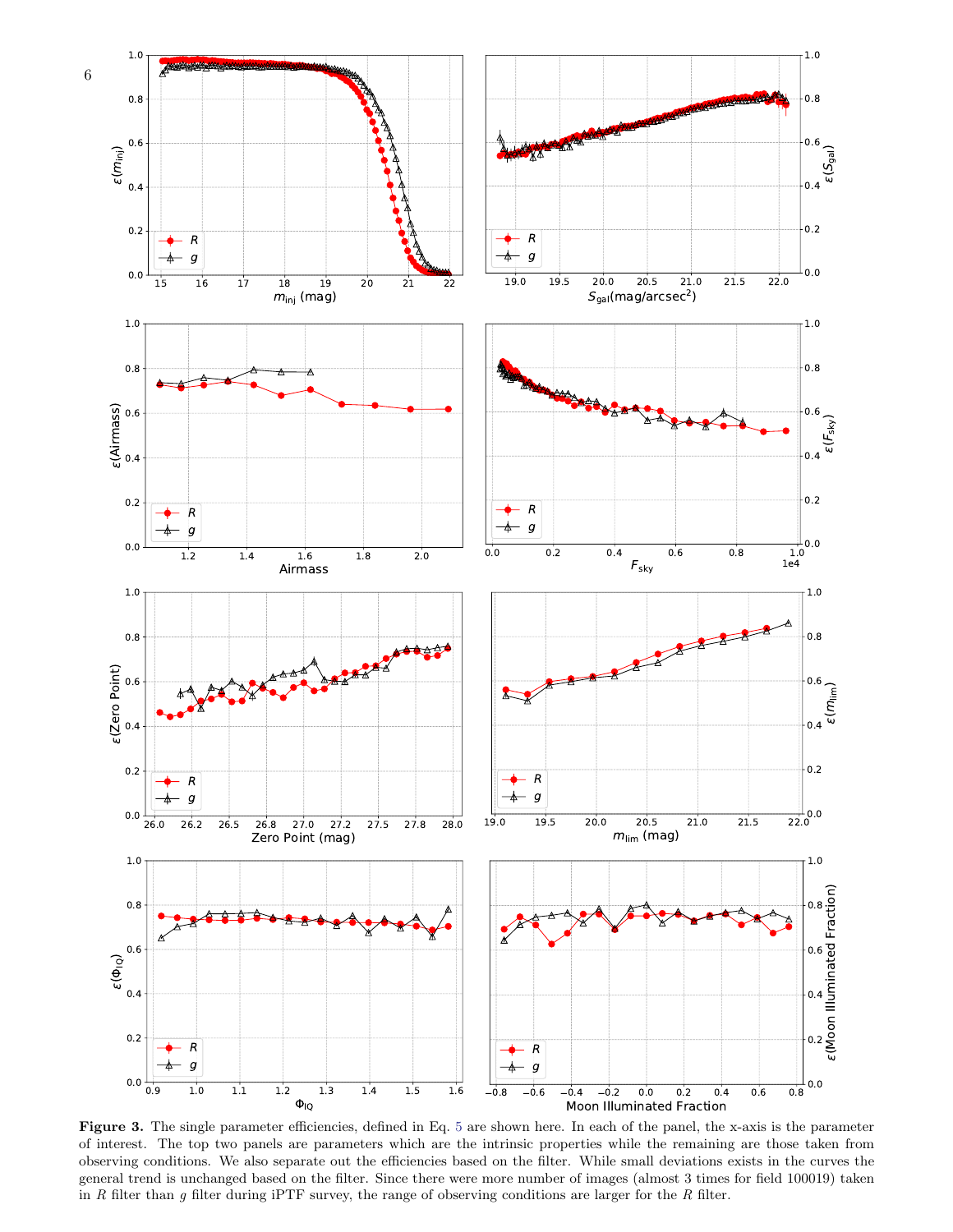**Figure 3.** The single parameter efficiencies, defined in Eq. 5 are shown here. In each of the panel, the x-axis is the parameter of interest. The top two panels are parameters which are the intrinsic properties while the remaining are those taken from observing conditions. We also separate out the efficiencies based on the filter. While small deviations exists in the curves the general trend is unchanged based on the filter. Since there were more number of images (almost 3 times for field 100019) taken in $R$ filter than $g$ filter during iPTF survey, the range of observing conditions are larger for the $R$ filter.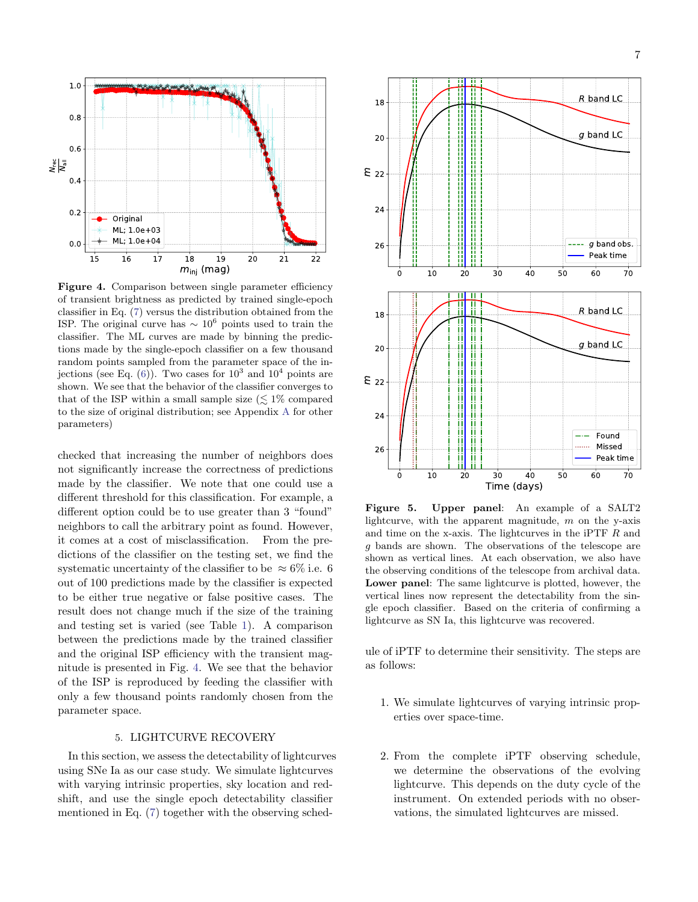**Figure 4.** Comparison between single parameter efficiency of transient brightness as predicted by trained single-epoch classifier in Eq. (7) versus the distribution obtained from the ISP. The original curve has $\sim 10^6$ points used to train the classifier. The ML curves are made by binning the predictions made by the single-epoch classifier on a few thousand random points sampled from the parameter space of the injections (see Eq. (6)). Two cases for $10^3$ and $10^4$ points are shown. We see that the behavior of the classifier converges to that of the ISP within a small sample size ($\lesssim 1\%$ compared to the size of original distribution; see Appendix A for other parameters)

checked that increasing the number of neighbors does not significantly increase the correctness of predictions made by the classifier. We note that one could use a different threshold for this classification. For example, a different option could be to use greater than 3 "found" neighbors to call the arbitrary point as found. However, it comes at a cost of misclassification. From the predictions of the classifier on the testing set, we find the systematic uncertainty of the classifier to be $\approx 6\%$ i.e. 6 out of 100 predictions made by the classifier is expected to be either true negative or false positive cases. The result does not change much if the size of the training and testing set is varied (see Table 1). A comparison between the predictions made by the trained classifier and the original ISP efficiency with the transient magnitude is presented in Fig. 4. We see that the behavior of the ISP is reproduced by feeding the classifier with only a few thousand points randomly chosen from the parameter space.

## 5. LIGHTCURVE RECOVERY

In this section, we assess the detectability of lightcurves using SNe Ia as our case study. We simulate lightcurves with varying intrinsic properties, sky location and redshift, and use the single epoch detectability classifier mentioned in Eq. (7) together with the observing schedule of iPTF to determine their sensitivity. The steps are as follows:

**Figure 5. Upper panel**: An example of a SALT2 lightcurve, with the apparent magnitude, $m$ on the y-axis and time on the x-axis. The lightcurves in the iPTF $R$ and $g$ bands are shown. The observations of the telescope are shown as vertical lines. At each observation, we also have the observing conditions of the telescope from archival data. **Lower panel**: The same lightcurve is plotted, however, the vertical lines now represent the detectability from the single epoch classifier. Based on the criteria of confirming a lightcurve as SN Ia, this lightcurve was recovered.

1. We simulate lightcurves of varying intrinsic properties over space-time.

2. From the complete iPTF observing schedule, we determine the observations of the evolving lightcurve. This depends on the duty cycle of the instrument. On extended periods with no observations, the simulated lightcurves are missed.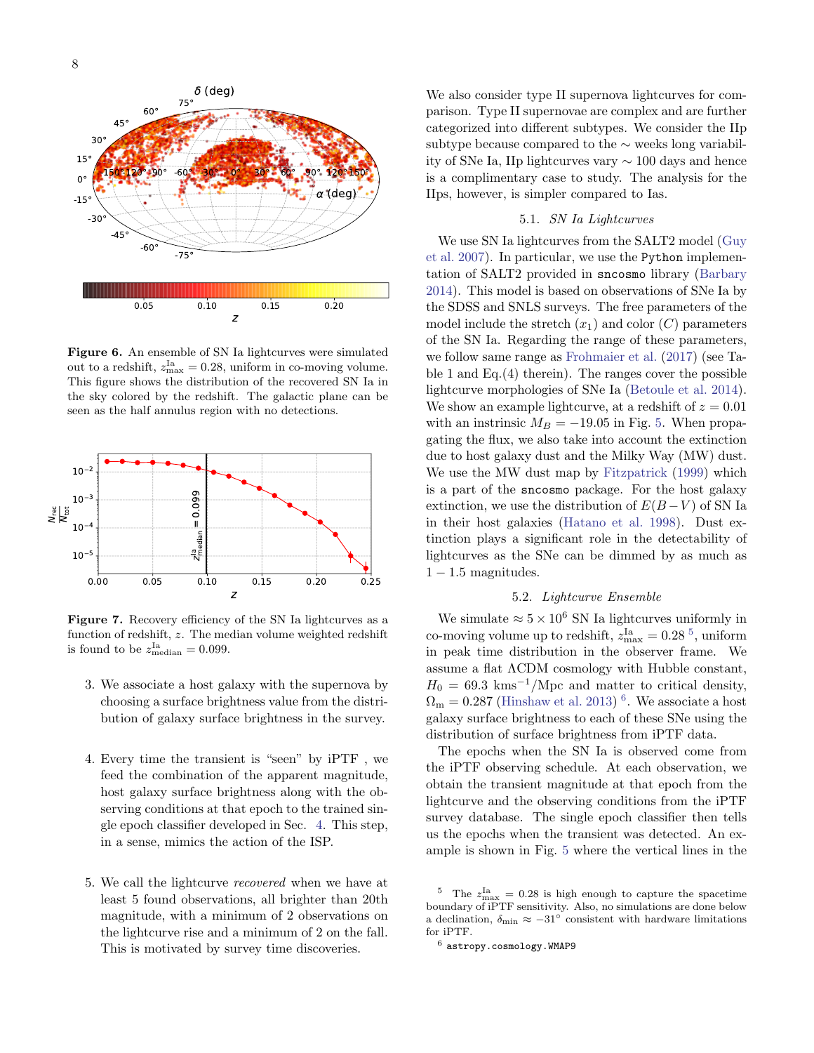**Figure 6.** An ensemble of SN Ia lightcurves were simulated out to a redshift, $z^{\rm Ia}_{\rm max} = 0.28$, uniform in co-moving volume. This figure shows the distribution of the recovered SN Ia in the sky colored by the redshift. The galactic plane can be seen as the half annulus region with no detections.

**Figure 7.** Recovery efficiency of the SN Ia lightcurves as a function of redshift, $z$. The median volume weighted redshift is found to be $z^{\rm Ia}_{\rm median} = 0.099$.

3. We associate a host galaxy with the supernova by choosing a surface brightness value from the distribution of galaxy surface brightness in the survey.

4. Every time the transient is "seen" by iPTF , we feed the combination of the apparent magnitude, host galaxy surface brightness along with the observing conditions at that epoch to the trained single epoch classifier developed in Sec. 4. This step, in a sense, mimics the action of the ISP.

5. We call the lightcurve *recovered* when we have at least 5 found observations, all brighter than 20th magnitude, with a minimum of 2 observations on the lightcurve rise and a minimum of 2 on the fall. This is motivated by survey time discoveries.

We also consider type II supernova lightcurves for comparison. Type II supernovae are complex and are further categorized into different subtypes. We consider the IIp subtype because compared to the ∼ weeks long variability of SNe Ia, IIp lightcurves vary ∼ 100 days and hence is a complimentary case to study. The analysis for the IIps, however, is simpler compared to Ias.

### 5.1. *SN Ia Lightcurves*

We use SN Ia lightcurves from the SALT2 model (Guy et al. 2007). In particular, we use the `Python` implementation of SALT2 provided in `sncosmo` library (Barbary 2014). This model is based on observations of SNe Ia by the SDSS and SNLS surveys. The free parameters of the model include the stretch ($x_1$) and color ($C$) parameters of the SN Ia. Regarding the range of these parameters, we follow same range as Frohmaier et al. (2017) (see Table 1 and Eq.(4) therein). The ranges cover the possible lightcurve morphologies of SNe Ia (Betoule et al. 2014). We show an example lightcurve, at a redshift of $z = 0.01$ with an instrinsic $M_B = -19.05$ in Fig. 5. When propagating the flux, we also take into account the extinction due to host galaxy dust and the Milky Way (MW) dust. We use the MW dust map by Fitzpatrick (1999) which is a part of the `sncosmo` package. For the host galaxy extinction, we use the distribution of $E(B-V)$ of SN Ia in their host galaxies (Hatano et al. 1998). Dust extinction plays a significant role in the detectability of lightcurves as the SNe can be dimmed by as much as $1 - 1.5$ magnitudes.

### 5.2. *Lightcurve Ensemble*

We simulate $\approx 5 \times 10^6$ SN Ia lightcurves uniformly in co-moving volume up to redshift, $z^{\rm Ia}_{\rm max} = 0.28$ [5], uniform in peak time distribution in the observer frame. We assume a flat ΛCDM cosmology with Hubble constant, $H_0 = 69.3\ {\rm kms}^{-1}/{\rm Mpc}$ and matter to critical density, $\Omega_{\rm m} = 0.287$ (Hinshaw et al. 2013) [6]. We associate a host galaxy surface brightness to each of these SNe using the distribution of surface brightness from iPTF data.

The epochs when the SN Ia is observed come from the iPTF observing schedule. At each observation, we obtain the transient magnitude at that epoch from the lightcurve and the observing conditions from the iPTF survey database. The single epoch classifier then tells us the epochs when the transient was detected. An example is shown in Fig. 5 where the vertical lines in the

[5] The $z^{\rm Ia}_{\rm max} = 0.28$ is high enough to capture the spacetime boundary of iPTF sensitivity. Also, no simulations are done below a declination, $\delta_{\rm min} \approx -31°$ consistent with hardware limitations for iPTF.

[6] `astropy.cosmology.WMAP9`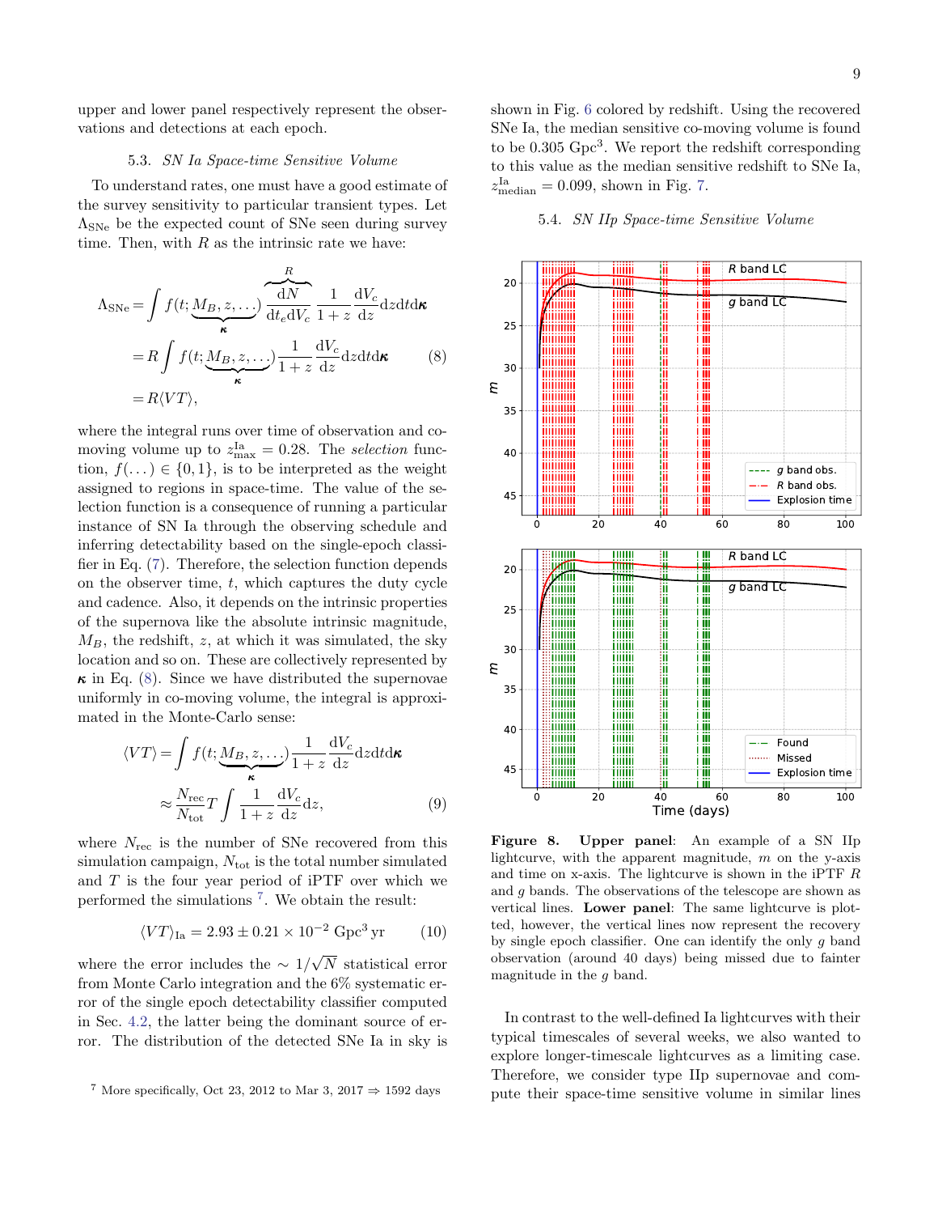upper and lower panel respectively represent the observations and detections at each epoch.

### 5.3. *SN Ia Space-time Sensitive Volume*

To understand rates, one must have a good estimate of the survey sensitivity to particular transient types. Let $\Lambda_{\rm SNe}$ be the expected count of SNe seen during survey time. Then, with $R$ as the intrinsic rate we have:

$$
\begin{aligned}
\Lambda_{\rm SNe} &= \int f(t; \underbrace{M_B, z, \ldots}_{\boldsymbol{\kappa}}) \overbrace{\frac{\mathrm{d}N}{\mathrm{d}t_e \mathrm{d}V_c}}^{R} \frac{1}{1+z} \frac{\mathrm{d}V_c}{\mathrm{d}z} \mathrm{d}z \mathrm{d}t \mathrm{d}\boldsymbol{\kappa} \\
&= R \int f(t; \underbrace{M_B, z, \ldots}_{\boldsymbol{\kappa}}) \frac{1}{1+z} \frac{\mathrm{d}V_c}{\mathrm{d}z} \mathrm{d}z \mathrm{d}t \mathrm{d}\boldsymbol{\kappa} \\
&= R \langle VT \rangle,
\end{aligned}
\tag{8}
$$

where the integral runs over time of observation and co-moving volume up to $z^{\rm Ia}_{\rm max} = 0.28$. The *selection* function, $f(\ldots) \in \{0, 1\}$, is to be interpreted as the weight assigned to regions in space-time. The value of the selection function is a consequence of running a particular instance of SN Ia through the observing schedule and inferring detectability based on the single-epoch classifier in Eq. (7). Therefore, the selection function depends on the observer time, $t$, which captures the duty cycle and cadence. Also, it depends on the intrinsic properties of the supernova like the absolute intrinsic magnitude, $M_B$, the redshift, $z$, at which it was simulated, the sky location and so on. These are collectively represented by $\boldsymbol{\kappa}$ in Eq. (8). Since we have distributed the supernovae uniformly in co-moving volume, the integral is approximated in the Monte-Carlo sense:

$$
\begin{aligned}
\langle VT \rangle &= \int f(t; \underbrace{M_B, z, \ldots}_{\boldsymbol{\kappa}}) \frac{1}{1+z} \frac{\mathrm{d}V_c}{\mathrm{d}z} \mathrm{d}z \mathrm{d}t \mathrm{d}\boldsymbol{\kappa} \\
&\approx \frac{N_{\rm rec}}{N_{\rm tot}} T \int \frac{1}{1+z} \frac{\mathrm{d}V_c}{\mathrm{d}z} \mathrm{d}z,
\end{aligned}
\tag{9}
$$

where $N_{\rm rec}$ is the number of SNe recovered from this simulation campaign, $N_{\rm tot}$ is the total number simulated and $T$ is the four year period of iPTF over which we performed the simulations [7]. We obtain the result:

$$
\langle VT \rangle_{\rm Ia} = 2.93 \pm 0.21 \times 10^{-2}\ \mathrm{Gpc}^3\,\mathrm{yr} \tag{10}
$$

where the error includes the $\sim 1/\sqrt{N}$ statistical error from Monte Carlo integration and the 6% systematic error of the single epoch detectability classifier computed in Sec. 4.2, the latter being the dominant source of error. The distribution of the detected SNe Ia in sky is shown in Fig. 6 colored by redshift. Using the recovered SNe Ia, the median sensitive co-moving volume is found to be 0.305 Gpc$^3$. We report the redshift corresponding to this value as the median sensitive redshift to SNe Ia, $z^{\rm Ia}_{\rm median} = 0.099$, shown in Fig. 7.

[7] More specifically, Oct 23, 2012 to Mar 3, 2017 ⇒ 1592 days

### 5.4. *SN IIp Space-time Sensitive Volume*

**Figure 8. Upper panel**: An example of a SN IIp lightcurve, with the apparent magnitude, $m$ on the y-axis and time on x-axis. The lightcurve is shown in the iPTF $R$ and $g$ bands. The observations of the telescope are shown as vertical lines. **Lower panel**: The same lightcurve is plotted, however, the vertical lines now represent the recovery by single epoch classifier. One can identify the only $g$ band observation (around 40 days) being missed due to fainter magnitude in the $g$ band.

In contrast to the well-defined Ia lightcurves with their typical timescales of several weeks, we also wanted to explore longer-timescale lightcurves as a limiting case. Therefore, we consider type IIp supernovae and compute their space-time sensitive volume in similar lines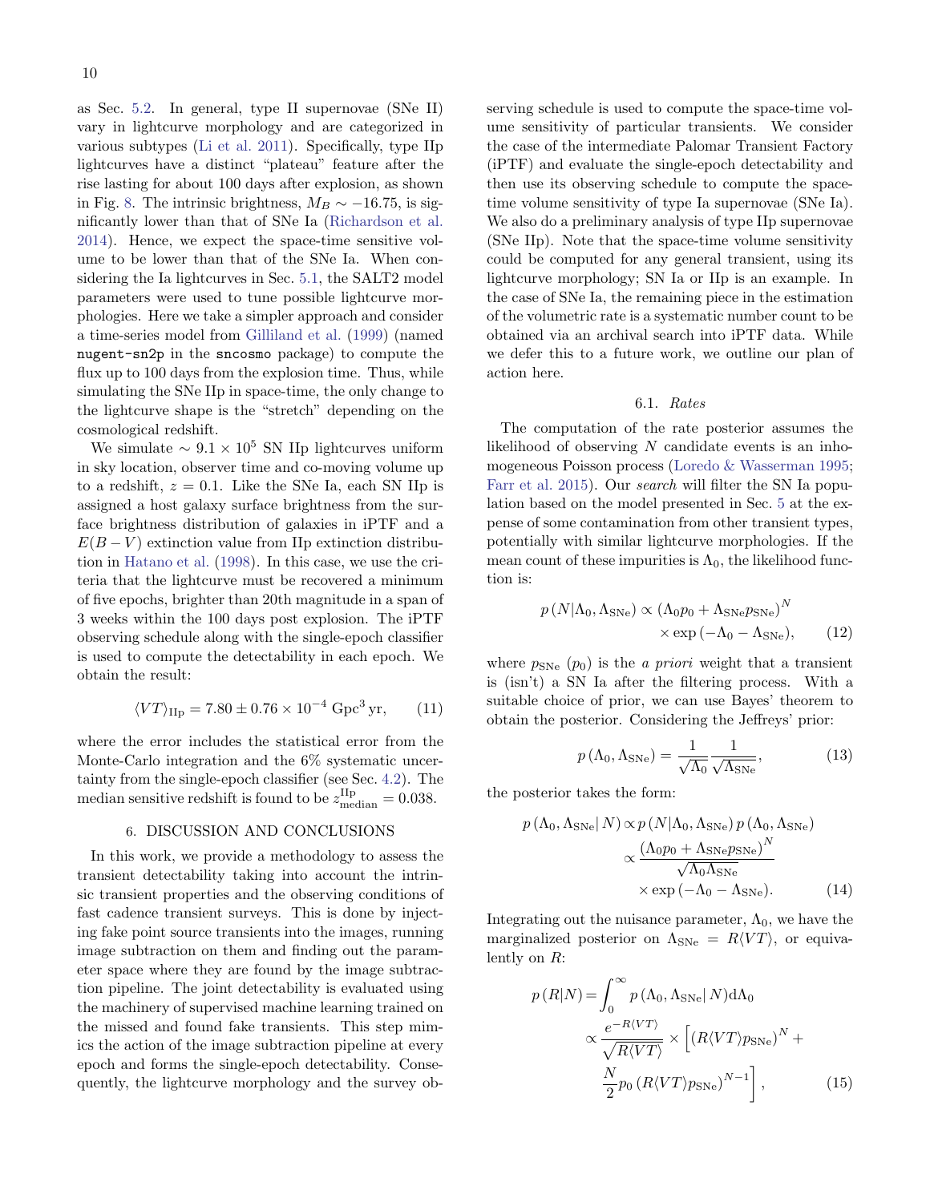as Sec. 5.2. In general, type II supernovae (SNe II) vary in lightcurve morphology and are categorized in various subtypes (Li et al. 2011). Specifically, type IIp lightcurves have a distinct "plateau" feature after the rise lasting for about 100 days after explosion, as shown in Fig. 8. The intrinsic brightness, $M_B \sim -16.75$, is significantly lower than that of SNe Ia (Richardson et al. 2014). Hence, we expect the space-time sensitive volume to be lower than that of the SNe Ia. When considering the Ia lightcurves in Sec. 5.1, the SALT2 model parameters were used to tune possible lightcurve morphologies. Here we take a simpler approach and consider a time-series model from Gilliland et al. (1999) (named `nugent-sn2p` in the `sncosmo` package) to compute the flux up to 100 days from the explosion time. Thus, while simulating the SNe IIp in space-time, the only change to the lightcurve shape is the "stretch" depending on the cosmological redshift.

We simulate $\sim 9.1 \times 10^5$ SN IIp lightcurves uniform in sky location, observer time and co-moving volume up to a redshift, $z = 0.1$. Like the SNe Ia, each SN IIp is assigned a host galaxy surface brightness from the surface brightness distribution of galaxies in iPTF and a $E(B-V)$ extinction value from IIp extinction distribution in Hatano et al. (1998). In this case, we use the criteria that the lightcurve must be recovered a minimum of five epochs, brighter than 20th magnitude in a span of 3 weeks within the 100 days post explosion. The iPTF observing schedule along with the single-epoch classifier is used to compute the detectability in each epoch. We obtain the result:

$$\langle VT \rangle_{\text{IIp}} = 7.80 \pm 0.76 \times 10^{-4}\ \text{Gpc}^3\,\text{yr}, \qquad (11)$$

where the error includes the statistical error from the Monte-Carlo integration and the 6% systematic uncertainty from the single-epoch classifier (see Sec. 4.2). The median sensitive redshift is found to be $z^{\text{IIp}}_{\text{median}} = 0.038$.

## 6. DISCUSSION AND CONCLUSIONS

In this work, we provide a methodology to assess the transient detectability taking into account the intrinsic transient properties and the observing conditions of fast cadence transient surveys. This is done by injecting fake point source transients into the images, running image subtraction on them and finding out the parameter space where they are found by the image subtraction pipeline. The joint detectability is evaluated using the machinery of supervised machine learning trained on the missed and found fake transients. This step mimics the action of the image subtraction pipeline at every epoch and forms the single-epoch detectability. Consequently, the lightcurve morphology and the survey observing schedule is used to compute the space-time volume sensitivity of particular transients. We consider the case of the intermediate Palomar Transient Factory (iPTF) and evaluate the single-epoch detectability and then use its observing schedule to compute the space-time volume sensitivity of type Ia supernovae (SNe Ia). We also do a preliminary analysis of type IIp supernovae (SNe IIp). Note that the space-time volume sensitivity could be computed for any general transient, using its lightcurve morphology; SN Ia or IIp is an example. In the case of SNe Ia, the remaining piece in the estimation of the volumetric rate is a systematic number count to be obtained via an archival search into iPTF data. While we defer this to a future work, we outline our plan of action here.

### 6.1. *Rates*

The computation of the rate posterior assumes the likelihood of observing $N$ candidate events is an inhomogeneous Poisson process (Loredo & Wasserman 1995; Farr et al. 2015). Our *search* will filter the SN Ia population based on the model presented in Sec. 5 at the expense of some contamination from other transient types, potentially with similar lightcurve morphologies. If the mean count of these impurities is $\Lambda_0$, the likelihood function is:

$$p\left(N|\Lambda_0, \Lambda_{\text{SNe}}\right) \propto \left(\Lambda_0 p_0 + \Lambda_{\text{SNe}} p_{\text{SNe}}\right)^N \times \exp\left(-\Lambda_0 - \Lambda_{\text{SNe}}\right), \qquad (12)$$

where $p_{\text{SNe}}$ ($p_0$) is the *a priori* weight that a transient is (isn't) a SN Ia after the filtering process. With a suitable choice of prior, we can use Bayes' theorem to obtain the posterior. Considering the Jeffreys' prior:

$$p\left(\Lambda_0, \Lambda_{\text{SNe}}\right) = \frac{1}{\sqrt{\Lambda_0}} \frac{1}{\sqrt{\Lambda_{\text{SNe}}}}, \qquad (13)$$

the posterior takes the form:

$$\begin{aligned} p\left(\Lambda_0, \Lambda_{\text{SNe}} | \, N\right) &\propto p\left(N|\Lambda_0, \Lambda_{\text{SNe}}\right) p\left(\Lambda_0, \Lambda_{\text{SNe}}\right) \\ &\propto \frac{\left(\Lambda_0 p_0 + \Lambda_{\text{SNe}} p_{\text{SNe}}\right)^N}{\sqrt{\Lambda_0 \Lambda_{\text{SNe}}}} \\ &\quad \times \exp\left(-\Lambda_0 - \Lambda_{\text{SNe}}\right). \end{aligned} \qquad (14)$$

Integrating out the nuisance parameter, $\Lambda_0$, we have the marginalized posterior on $\Lambda_{\text{SNe}} = R\langle VT \rangle$, or equivalently on $R$:

$$\begin{aligned} p\left(R|N\right) &= \int_0^\infty p\left(\Lambda_0, \Lambda_{\text{SNe}} | \, N\right) \mathrm{d}\Lambda_0 \\ &\propto \frac{e^{-R\langle VT \rangle}}{\sqrt{R\langle VT \rangle}} \times \left[\left(R\langle VT \rangle p_{\text{SNe}}\right)^N + \right. \\ &\quad \left. \frac{N}{2} p_0 \left(R\langle VT \rangle p_{\text{SNe}}\right)^{N-1}\right], \end{aligned} \qquad (15)$$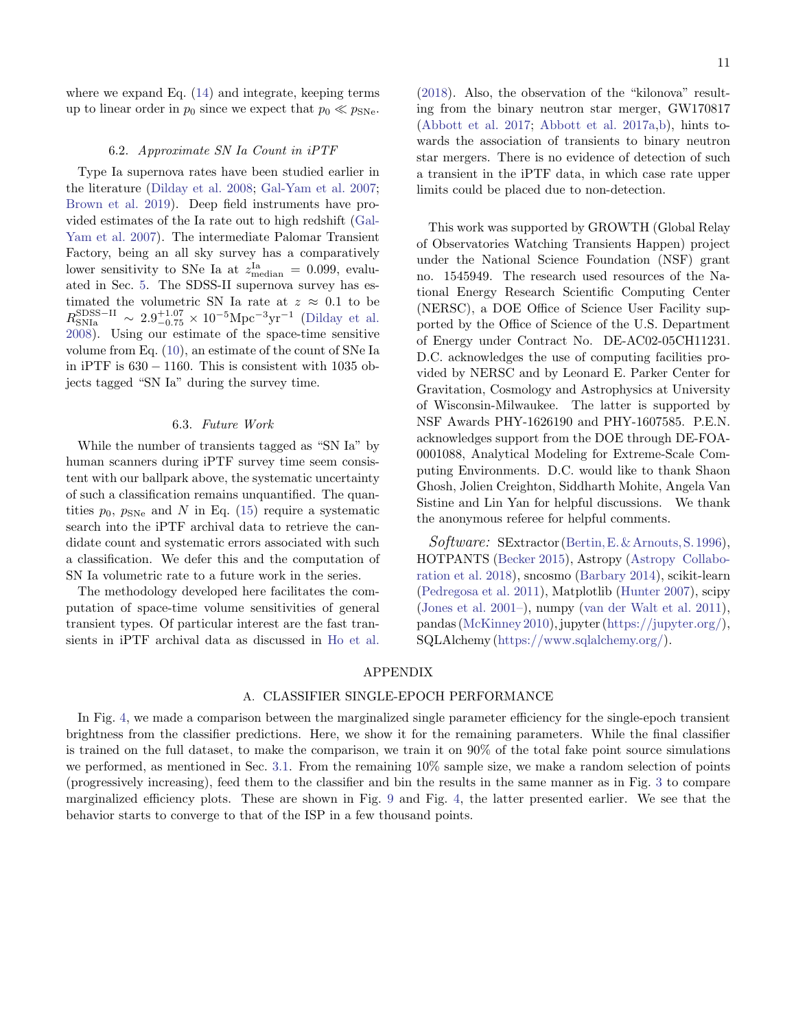where we expand Eq. (14) and integrate, keeping terms up to linear order in $p_0$ since we expect that $p_0 \ll p_{\rm SNe}$.

### 6.2. *Approximate SN Ia Count in iPTF*

Type Ia supernova rates have been studied earlier in the literature (Dilday et al. 2008; Gal-Yam et al. 2007; Brown et al. 2019). Deep field instruments have provided estimates of the Ia rate out to high redshift (Gal-Yam et al. 2007). The intermediate Palomar Transient Factory, being an all sky survey has a comparatively lower sensitivity to SNe Ia at $z^{\rm Ia}_{\rm median} = 0.099$, evaluated in Sec. 5. The SDSS-II supernova survey has estimated the volumetric SN Ia rate at $z \approx 0.1$ to be $R^{\rm SDSS-II}_{\rm SNIa} \sim 2.9^{+1.07}_{-0.75} \times 10^{-5}{\rm Mpc}^{-3}{\rm yr}^{-1}$ (Dilday et al. 2008). Using our estimate of the space-time sensitive volume from Eq. (10), an estimate of the count of SNe Ia in iPTF is $630 - 1160$. This is consistent with 1035 objects tagged "SN Ia" during the survey time.

### 6.3. *Future Work*

While the number of transients tagged as "SN Ia" by human scanners during iPTF survey time seem consistent with our ballpark above, the systematic uncertainty of such a classification remains unquantified. The quantities $p_0$, $p_{\rm SNe}$ and $N$ in Eq. (15) require a systematic search into the iPTF archival data to retrieve the candidate count and systematic errors associated with such a classification. We defer this and the computation of SN Ia volumetric rate to a future work in the series.

The methodology developed here facilitates the computation of space-time volume sensitivities of general transient types. Of particular interest are the fast transients in iPTF archival data as discussed in Ho et al. (2018). Also, the observation of the "kilonova" resulting from the binary neutron star merger, GW170817 (Abbott et al. 2017; Abbott et al. 2017a,b), hints towards the association of transients to binary neutron star mergers. There is no evidence of detection of such a transient in the iPTF data, in which case rate upper limits could be placed due to non-detection.

This work was supported by GROWTH (Global Relay of Observatories Watching Transients Happen) project under the National Science Foundation (NSF) grant no. 1545949. The research used resources of the National Energy Research Scientific Computing Center (NERSC), a DOE Office of Science User Facility supported by the Office of Science of the U.S. Department of Energy under Contract No. DE-AC02-05CH11231. D.C. acknowledges the use of computing facilities provided by NERSC and by Leonard E. Parker Center for Gravitation, Cosmology and Astrophysics at University of Wisconsin-Milwaukee. The latter is supported by NSF Awards PHY-1626190 and PHY-1607585. P.E.N. acknowledges support from the DOE through DE-FOA-0001088, Analytical Modeling for Extreme-Scale Computing Environments. D.C. would like to thank Shaon Ghosh, Jolien Creighton, Siddharth Mohite, Angela Van Sistine and Lin Yan for helpful discussions. We thank the anonymous referee for helpful comments.

*Software:* SExtractor (Bertin, E. & Arnouts, S. 1996), HOTPANTS (Becker 2015), Astropy (Astropy Collaboration et al. 2018), sncosmo (Barbary 2014), scikit-learn (Pedregosa et al. 2011), Matplotlib (Hunter 2007), scipy (Jones et al. 2001–), numpy (van der Walt et al. 2011), pandas (McKinney 2010), jupyter (https://jupyter.org/), SQLAlchemy (https://www.sqlalchemy.org/).

# APPENDIX

## A. CLASSIFIER SINGLE-EPOCH PERFORMANCE

In Fig. 4, we made a comparison between the marginalized single parameter efficiency for the single-epoch transient brightness from the classifier predictions. Here, we show it for the remaining parameters. While the final classifier is trained on the full dataset, to make the comparison, we train it on 90% of the total fake point source simulations we performed, as mentioned in Sec. 3.1. From the remaining 10% sample size, we make a random selection of points (progressively increasing), feed them to the classifier and bin the results in the same manner as in Fig. 3 to compare marginalized efficiency plots. These are shown in Fig. 9 and Fig. 4, the latter presented earlier. We see that the behavior starts to converge to that of the ISP in a few thousand points.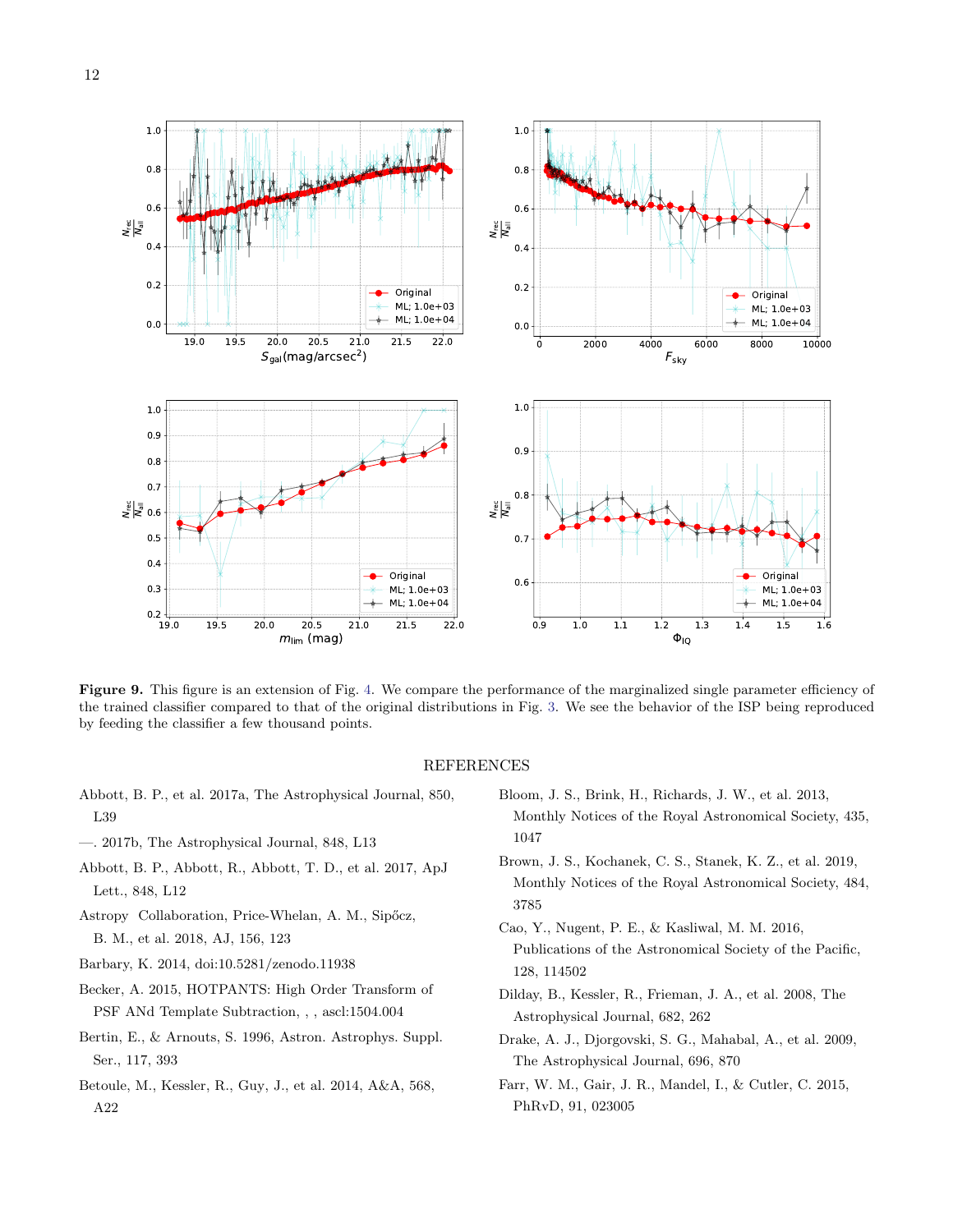**Figure 9.** This figure is an extension of Fig. 4. We compare the performance of the marginalized single parameter efficiency of the trained classifier compared to that of the original distributions in Fig. 3. We see the behavior of the ISP being reproduced by feeding the classifier a few thousand points.

## REFERENCES

Abbott, B. P., et al. 2017a, The Astrophysical Journal, 850, L39

—. 2017b, The Astrophysical Journal, 848, L13

Abbott, B. P., Abbott, R., Abbott, T. D., et al. 2017, ApJ Lett., 848, L12

Astropy Collaboration, Price-Whelan, A. M., Sipőcz, B. M., et al. 2018, AJ, 156, 123

Barbary, K. 2014, doi:10.5281/zenodo.11938

Becker, A. 2015, HOTPANTS: High Order Transform of PSF ANd Template Subtraction, , , ascl:1504.004

Bertin, E., & Arnouts, S. 1996, Astron. Astrophys. Suppl. Ser., 117, 393

Betoule, M., Kessler, R., Guy, J., et al. 2014, A&A, 568, A22

Bloom, J. S., Brink, H., Richards, J. W., et al. 2013, Monthly Notices of the Royal Astronomical Society, 435, 1047

Brown, J. S., Kochanek, C. S., Stanek, K. Z., et al. 2019, Monthly Notices of the Royal Astronomical Society, 484, 3785

Cao, Y., Nugent, P. E., & Kasliwal, M. M. 2016, Publications of the Astronomical Society of the Pacific, 128, 114502

Dilday, B., Kessler, R., Frieman, J. A., et al. 2008, The Astrophysical Journal, 682, 262

Drake, A. J., Djorgovski, S. G., Mahabal, A., et al. 2009, The Astrophysical Journal, 696, 870

Farr, W. M., Gair, J. R., Mandel, I., & Cutler, C. 2015, PhRvD, 91, 023005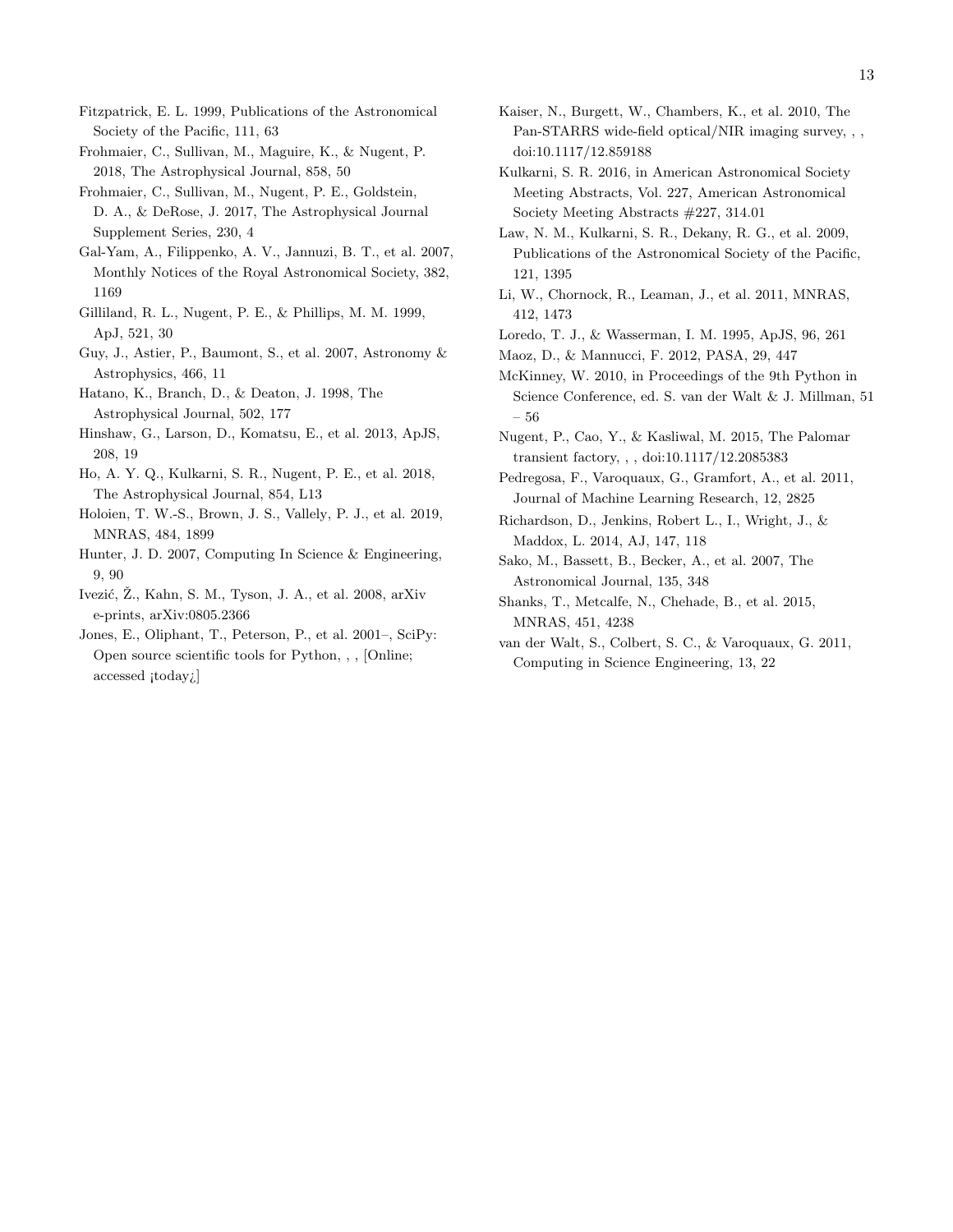Fitzpatrick, E. L. 1999, Publications of the Astronomical Society of the Pacific, 111, 63

Frohmaier, C., Sullivan, M., Maguire, K., & Nugent, P. 2018, The Astrophysical Journal, 858, 50

Frohmaier, C., Sullivan, M., Nugent, P. E., Goldstein, D. A., & DeRose, J. 2017, The Astrophysical Journal Supplement Series, 230, 4

Gal-Yam, A., Filippenko, A. V., Jannuzi, B. T., et al. 2007, Monthly Notices of the Royal Astronomical Society, 382, 1169

Gilliland, R. L., Nugent, P. E., & Phillips, M. M. 1999, ApJ, 521, 30

Guy, J., Astier, P., Baumont, S., et al. 2007, Astronomy & Astrophysics, 466, 11

Hatano, K., Branch, D., & Deaton, J. 1998, The Astrophysical Journal, 502, 177

Hinshaw, G., Larson, D., Komatsu, E., et al. 2013, ApJS, 208, 19

Ho, A. Y. Q., Kulkarni, S. R., Nugent, P. E., et al. 2018, The Astrophysical Journal, 854, L13

Holoien, T. W.-S., Brown, J. S., Vallely, P. J., et al. 2019, MNRAS, 484, 1899

Hunter, J. D. 2007, Computing In Science & Engineering, 9, 90

Ivezić, Ž., Kahn, S. M., Tyson, J. A., et al. 2008, arXiv e-prints, arXiv:0805.2366

Jones, E., Oliphant, T., Peterson, P., et al. 2001–, SciPy: Open source scientific tools for Python, , , [Online; accessed ¡today¿]

Kaiser, N., Burgett, W., Chambers, K., et al. 2010, The Pan-STARRS wide-field optical/NIR imaging survey, , , doi:10.1117/12.859188

Kulkarni, S. R. 2016, in American Astronomical Society Meeting Abstracts, Vol. 227, American Astronomical Society Meeting Abstracts #227, 314.01

Law, N. M., Kulkarni, S. R., Dekany, R. G., et al. 2009, Publications of the Astronomical Society of the Pacific, 121, 1395

Li, W., Chornock, R., Leaman, J., et al. 2011, MNRAS, 412, 1473

Loredo, T. J., & Wasserman, I. M. 1995, ApJS, 96, 261

Maoz, D., & Mannucci, F. 2012, PASA, 29, 447

McKinney, W. 2010, in Proceedings of the 9th Python in Science Conference, ed. S. van der Walt & J. Millman, 51 – 56

Nugent, P., Cao, Y., & Kasliwal, M. 2015, The Palomar transient factory, , , doi:10.1117/12.2085383

Pedregosa, F., Varoquaux, G., Gramfort, A., et al. 2011, Journal of Machine Learning Research, 12, 2825

Richardson, D., Jenkins, Robert L., I., Wright, J., & Maddox, L. 2014, AJ, 147, 118

Sako, M., Bassett, B., Becker, A., et al. 2007, The Astronomical Journal, 135, 348

Shanks, T., Metcalfe, N., Chehade, B., et al. 2015, MNRAS, 451, 4238

van der Walt, S., Colbert, S. C., & Varoquaux, G. 2011, Computing in Science Engineering, 13, 22